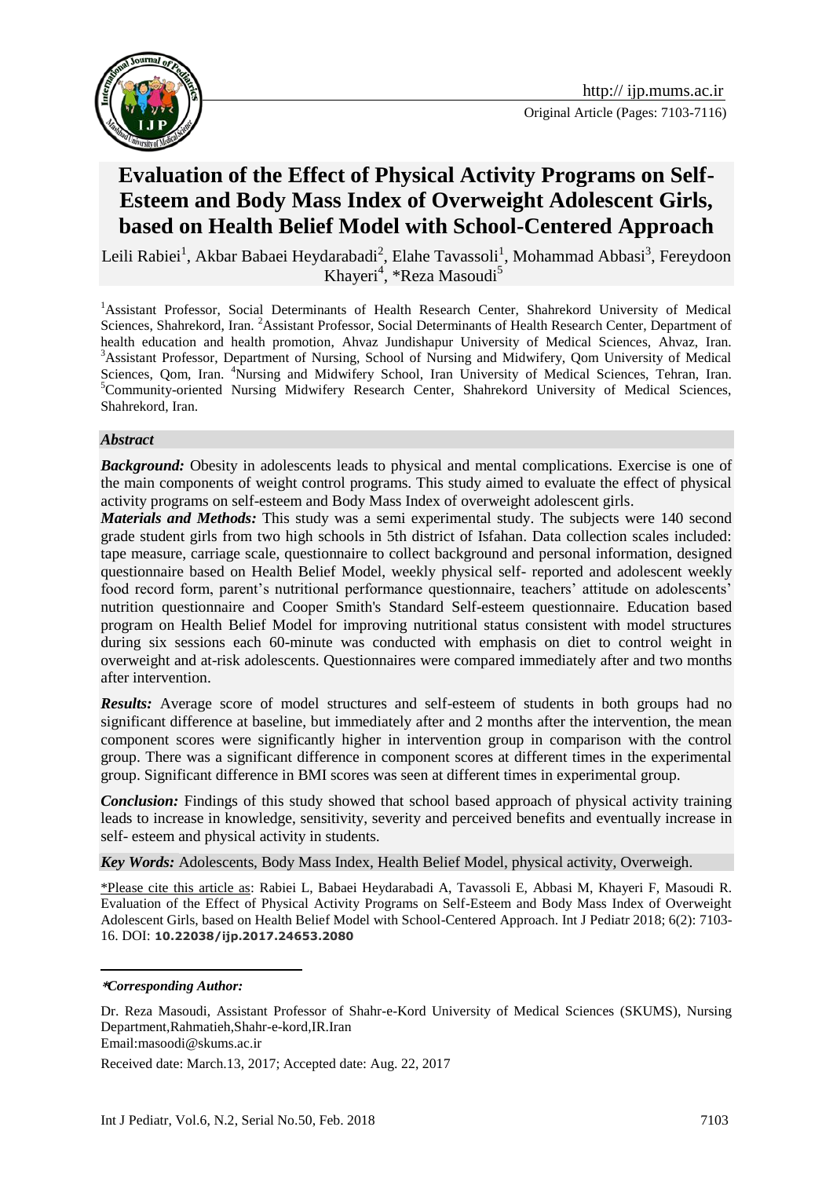http:// ijp.mums.ac.ir

Original Article (Pages: 7103-7116)

# Evaluation of the Effect of Physical Activity Programs on Self-Esteem and Body Mass Index of Overweight Adolescent Girls, based on Health Belief Model with School-Centered Approach

Leili Rabiei[1], Akbar Babaei Heydarabadi[2], Elahe Tavassoli[1], Mohammad Abbasi[3], Fereydoon Khayeri[4], *Reza Masoudi[5]

[1]Assistant Professor, Social Determinants of Health Research Center, Shahrekord University of Medical Sciences, Shahrekord, Iran. [2]Assistant Professor, Social Determinants of Health Research Center, Department of health education and health promotion, Ahvaz Jundishapur University of Medical Sciences, Ahvaz, Iran. [3]Assistant Professor, Department of Nursing, School of Nursing and Midwifery, Qom University of Medical Sciences, Qom, Iran. [4]Nursing and Midwifery School, Iran University of Medical Sciences, Tehran, Iran. [5]Community-oriented Nursing Midwifery Research Center, Shahrekord University of Medical Sciences, Shahrekord, Iran.

### *Abstract*

***Background:*** Obesity in adolescents leads to physical and mental complications. Exercise is one of the main components of weight control programs. This study aimed to evaluate the effect of physical activity programs on self-esteem and Body Mass Index of overweight adolescent girls.

***Materials and Methods:*** This study was a semi experimental study. The subjects were 140 second grade student girls from two high schools in 5th district of Isfahan. Data collection scales included: tape measure, carriage scale, questionnaire to collect background and personal information, designed questionnaire based on Health Belief Model, weekly physical self- reported and adolescent weekly food record form, parent's nutritional performance questionnaire, teachers' attitude on adolescents' nutrition questionnaire and Cooper Smith's Standard Self-esteem questionnaire. Education based program on Health Belief Model for improving nutritional status consistent with model structures during six sessions each 60-minute was conducted with emphasis on diet to control weight in overweight and at-risk adolescents. Questionnaires were compared immediately after and two months after intervention.

***Results:*** Average score of model structures and self-esteem of students in both groups had no significant difference at baseline, but immediately after and 2 months after the intervention, the mean component scores were significantly higher in intervention group in comparison with the control group. There was a significant difference in component scores at different times in the experimental group. Significant difference in BMI scores was seen at different times in experimental group.

***Conclusion:*** Findings of this study showed that school based approach of physical activity training leads to increase in knowledge, sensitivity, severity and perceived benefits and eventually increase in self- esteem and physical activity in students.

***Key Words:*** Adolescents, Body Mass Index, Health Belief Model, physical activity, Overweigh.

\*Please cite this article as: Rabiei L, Babaei Heydarabadi A, Tavassoli E, Abbasi M, Khayeri F, Masoudi R. Evaluation of the Effect of Physical Activity Programs on Self-Esteem and Body Mass Index of Overweight Adolescent Girls, based on Health Belief Model with School-Centered Approach. Int J Pediatr 2018; 6(2): 7103-16. DOI: **10.22038/ijp.2017.24653.2080**

---

****Corresponding Author:***

Dr. Reza Masoudi, Assistant Professor of Shahr-e-Kord University of Medical Sciences (SKUMS), Nursing Department,Rahmatieh,Shahr-e-kord,IR.Iran

Email:masoodi@skums.ac.ir

Received date: March.13, 2017; Accepted date: Aug. 22, 2017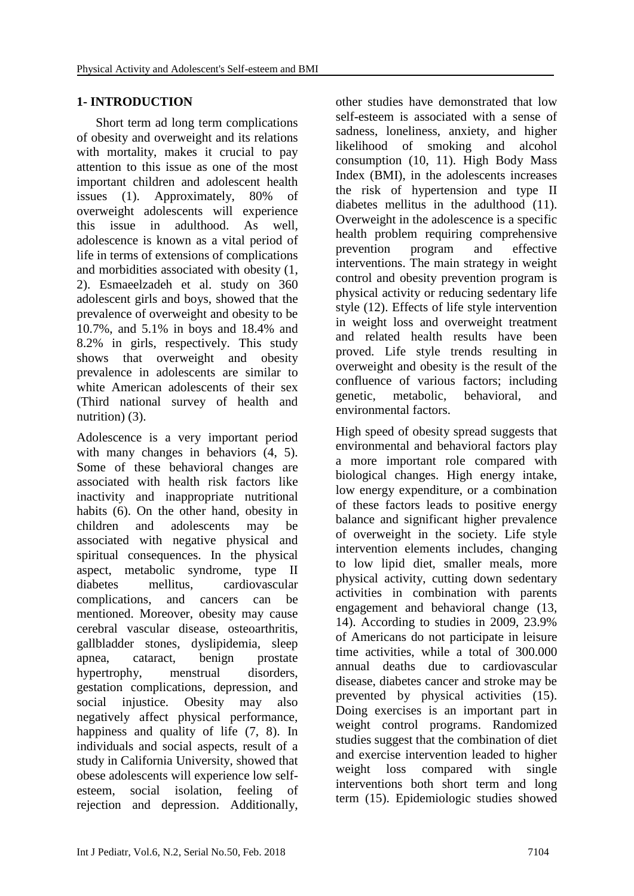## 1- INTRODUCTION

Short term ad long term complications of obesity and overweight and its relations with mortality, makes it crucial to pay attention to this issue as one of the most important children and adolescent health issues (1). Approximately, 80% of overweight adolescents will experience this issue in adulthood. As well, adolescence is known as a vital period of life in terms of extensions of complications and morbidities associated with obesity (1, 2). Esmaeelzadeh et al. study on 360 adolescent girls and boys, showed that the prevalence of overweight and obesity to be 10.7%, and 5.1% in boys and 18.4% and 8.2% in girls, respectively. This study shows that overweight and obesity prevalence in adolescents are similar to white American adolescents of their sex (Third national survey of health and nutrition) (3).

Adolescence is a very important period with many changes in behaviors (4, 5). Some of these behavioral changes are associated with health risk factors like inactivity and inappropriate nutritional habits (6). On the other hand, obesity in children and adolescents may be associated with negative physical and spiritual consequences. In the physical aspect, metabolic syndrome, type II diabetes mellitus, cardiovascular complications, and cancers can be mentioned. Moreover, obesity may cause cerebral vascular disease, osteoarthritis, gallbladder stones, dyslipidemia, sleep apnea, cataract, benign prostate hypertrophy, menstrual disorders, gestation complications, depression, and social injustice. Obesity may also negatively affect physical performance, happiness and quality of life (7, 8). In individuals and social aspects, result of a study in California University, showed that obese adolescents will experience low self-esteem, social isolation, feeling of rejection and depression. Additionally, other studies have demonstrated that low self-esteem is associated with a sense of sadness, loneliness, anxiety, and higher likelihood of smoking and alcohol consumption (10, 11). High Body Mass Index (BMI), in the adolescents increases the risk of hypertension and type II diabetes mellitus in the adulthood (11). Overweight in the adolescence is a specific health problem requiring comprehensive prevention program and effective interventions. The main strategy in weight control and obesity prevention program is physical activity or reducing sedentary life style (12). Effects of life style intervention in weight loss and overweight treatment and related health results have been proved. Life style trends resulting in overweight and obesity is the result of the confluence of various factors; including genetic, metabolic, behavioral, and environmental factors.

High speed of obesity spread suggests that environmental and behavioral factors play a more important role compared with biological changes. High energy intake, low energy expenditure, or a combination of these factors leads to positive energy balance and significant higher prevalence of overweight in the society. Life style intervention elements includes, changing to low lipid diet, smaller meals, more physical activity, cutting down sedentary activities in combination with parents engagement and behavioral change (13, 14). According to studies in 2009, 23.9% of Americans do not participate in leisure time activities, while a total of 300.000 annual deaths due to cardiovascular disease, diabetes cancer and stroke may be prevented by physical activities (15). Doing exercises is an important part in weight control programs. Randomized studies suggest that the combination of diet and exercise intervention leaded to higher weight loss compared with single interventions both short term and long term (15). Epidemiologic studies showed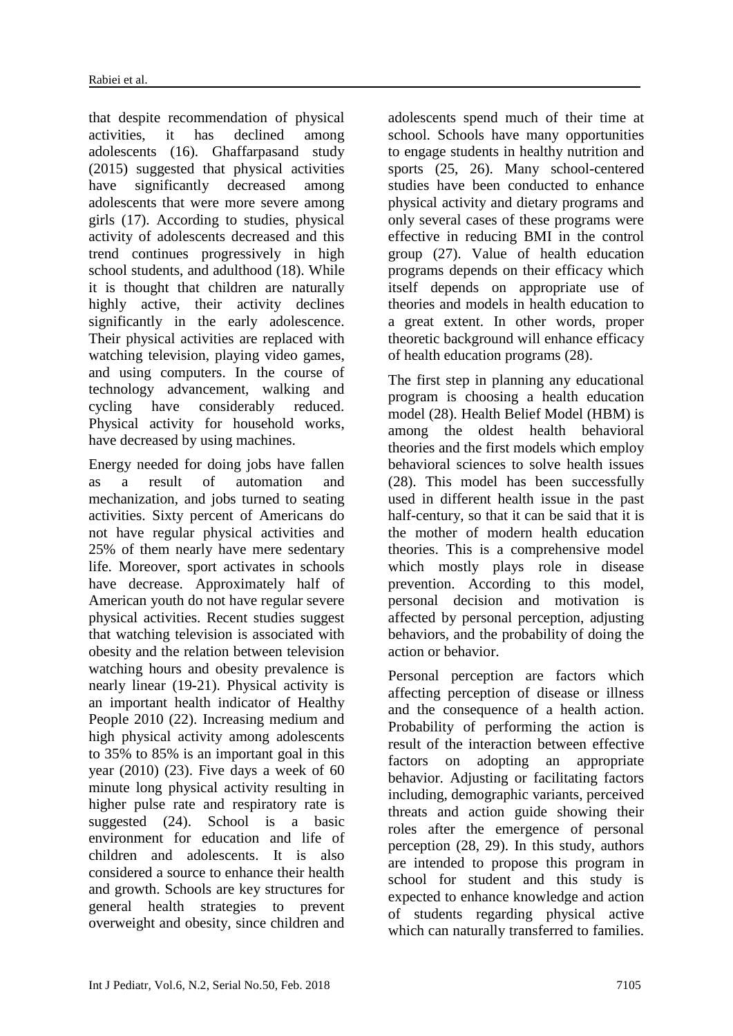that despite recommendation of physical activities, it has declined among adolescents (16). Ghaffarpasand study (2015) suggested that physical activities have significantly decreased among adolescents that were more severe among girls (17). According to studies, physical activity of adolescents decreased and this trend continues progressively in high school students, and adulthood (18). While it is thought that children are naturally highly active, their activity declines significantly in the early adolescence. Their physical activities are replaced with watching television, playing video games, and using computers. In the course of technology advancement, walking and cycling have considerably reduced. Physical activity for household works, have decreased by using machines.

Energy needed for doing jobs have fallen as a result of automation and mechanization, and jobs turned to seating activities. Sixty percent of Americans do not have regular physical activities and 25% of them nearly have mere sedentary life. Moreover, sport activates in schools have decrease. Approximately half of American youth do not have regular severe physical activities. Recent studies suggest that watching television is associated with obesity and the relation between television watching hours and obesity prevalence is nearly linear (19-21). Physical activity is an important health indicator of Healthy People 2010 (22). Increasing medium and high physical activity among adolescents to 35% to 85% is an important goal in this year (2010) (23). Five days a week of 60 minute long physical activity resulting in higher pulse rate and respiratory rate is suggested (24). School is a basic environment for education and life of children and adolescents. It is also considered a source to enhance their health and growth. Schools are key structures for general health strategies to prevent overweight and obesity, since children and adolescents spend much of their time at school. Schools have many opportunities to engage students in healthy nutrition and sports (25, 26). Many school-centered studies have been conducted to enhance physical activity and dietary programs and only several cases of these programs were effective in reducing BMI in the control group (27). Value of health education programs depends on their efficacy which itself depends on appropriate use of theories and models in health education to a great extent. In other words, proper theoretic background will enhance efficacy of health education programs (28).

The first step in planning any educational program is choosing a health education model (28). Health Belief Model (HBM) is among the oldest health behavioral theories and the first models which employ behavioral sciences to solve health issues (28). This model has been successfully used in different health issue in the past half-century, so that it can be said that it is the mother of modern health education theories. This is a comprehensive model which mostly plays role in disease prevention. According to this model, personal decision and motivation is affected by personal perception, adjusting behaviors, and the probability of doing the action or behavior.

Personal perception are factors which affecting perception of disease or illness and the consequence of a health action. Probability of performing the action is result of the interaction between effective factors on adopting an appropriate behavior. Adjusting or facilitating factors including, demographic variants, perceived threats and action guide showing their roles after the emergence of personal perception (28, 29). In this study, authors are intended to propose this program in school for student and this study is expected to enhance knowledge and action of students regarding physical active which can naturally transferred to families.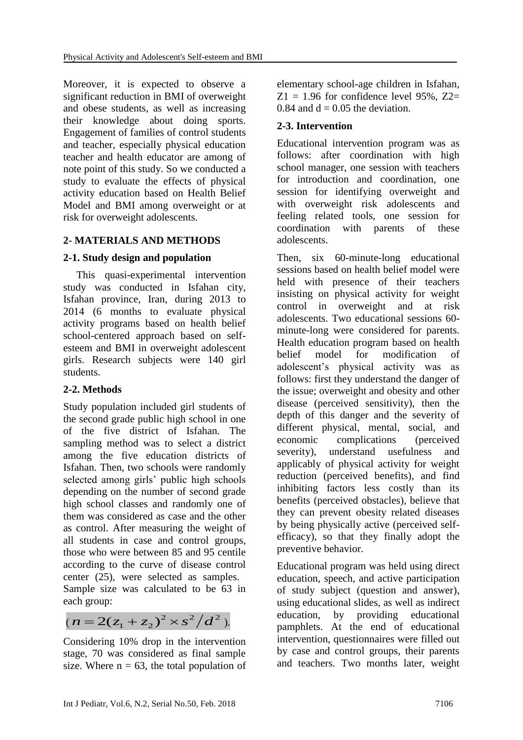Moreover, it is expected to observe a significant reduction in BMI of overweight and obese students, as well as increasing their knowledge about doing sports. Engagement of families of control students and teacher, especially physical education teacher and health educator are among of note point of this study. So we conducted a study to evaluate the effects of physical activity education based on Health Belief Model and BMI among overweight or at risk for overweight adolescents.

## 2- MATERIALS AND METHODS

### 2-1. Study design and population

This quasi-experimental intervention study was conducted in Isfahan city, Isfahan province, Iran, during 2013 to 2014 (6 months to evaluate physical activity programs based on health belief school-centered approach based on self-esteem and BMI in overweight adolescent girls. Research subjects were 140 girl students.

### 2-2. Methods

Study population included girl students of the second grade public high school in one of the five district of Isfahan. The sampling method was to select a district among the five education districts of Isfahan. Then, two schools were randomly selected among girls' public high schools depending on the number of second grade high school classes and randomly one of them was considered as case and the other as control. After measuring the weight of all students in case and control groups, those who were between 85 and 95 centile according to the curve of disease control center (25), were selected as samples. Sample size was calculated to be 63 in each group:

$$(n = 2(z_1 + z_2)^2 \times s^2/d^2).$$

Considering 10% drop in the intervention stage, 70 was considered as final sample size. Where n = 63, the total population of elementary school-age children in Isfahan, $Z1 = 1.96$ for confidence level 95%, $Z2= 0.84$ and $d = 0.05$ the deviation.

### 2-3. Intervention

Educational intervention program was as follows: after coordination with high school manager, one session with teachers for introduction and coordination, one session for identifying overweight and with overweight risk adolescents and feeling related tools, one session for coordination with parents of these adolescents.

Then, six 60-minute-long educational sessions based on health belief model were held with presence of their teachers insisting on physical activity for weight control in overweight and at risk adolescents. Two educational sessions 60-minute-long were considered for parents. Health education program based on health belief model for modification of adolescent's physical activity was as follows: first they understand the danger of the issue; overweight and obesity and other disease (perceived sensitivity), then the depth of this danger and the severity of different physical, mental, social, and economic complications (perceived severity), understand usefulness and applicably of physical activity for weight reduction (perceived benefits), and find inhibiting factors less costly than its benefits (perceived obstacles), believe that they can prevent obesity related diseases by being physically active (perceived self-efficacy), so that they finally adopt the preventive behavior.

Educational program was held using direct education, speech, and active participation of study subject (question and answer), using educational slides, as well as indirect education, by providing educational pamphlets. At the end of educational intervention, questionnaires were filled out by case and control groups, their parents and teachers. Two months later, weight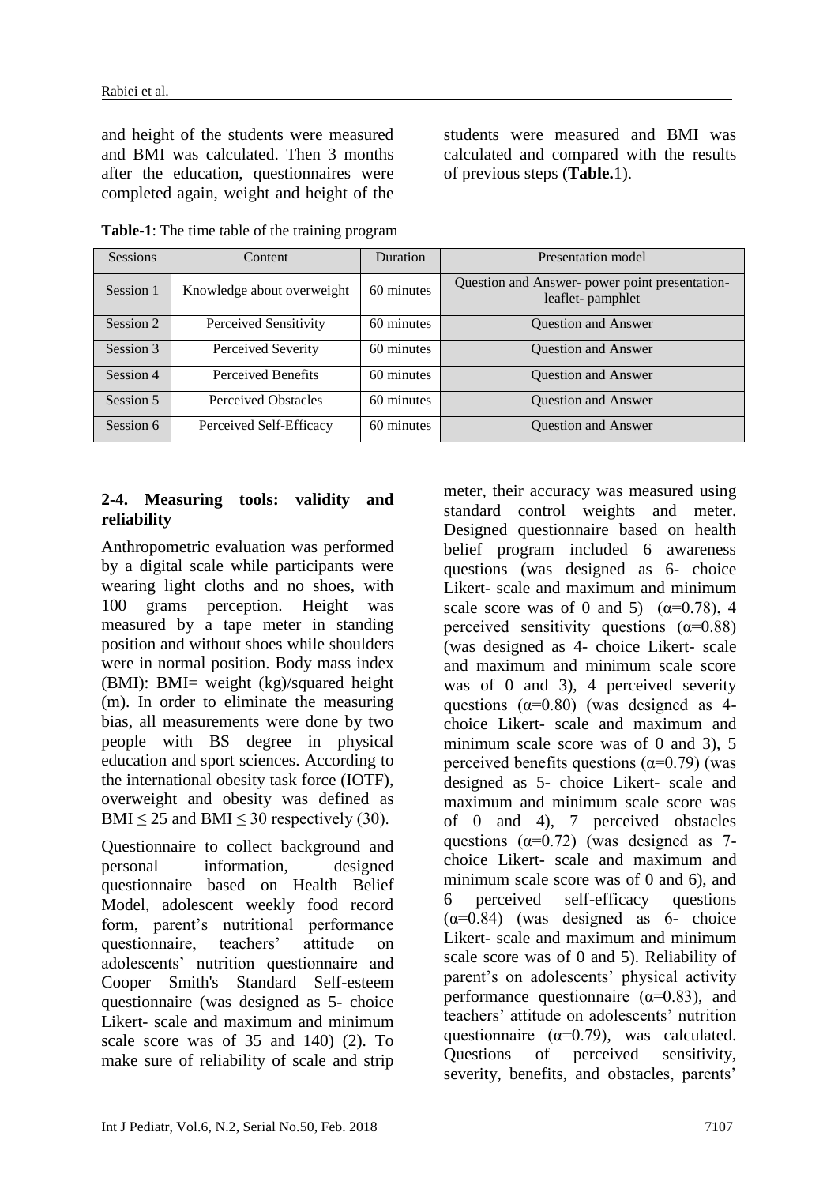and height of the students were measured and BMI was calculated. Then 3 months after the education, questionnaires were completed again, weight and height of the students were measured and BMI was calculated and compared with the results of previous steps (**Table.**1).

**Table-1**: The time table of the training program

| Sessions | Content | Duration | Presentation model |
|---|---|---|---|
| Session 1 | Knowledge about overweight | 60 minutes | Question and Answer- power point presentation-leaflet- pamphlet |
| Session 2 | Perceived Sensitivity | 60 minutes | Question and Answer |
| Session 3 | Perceived Severity | 60 minutes | Question and Answer |
| Session 4 | Perceived Benefits | 60 minutes | Question and Answer |
| Session 5 | Perceived Obstacles | 60 minutes | Question and Answer |
| Session 6 | Perceived Self-Efficacy | 60 minutes | Question and Answer |

### 2-4. Measuring tools: validity and reliability

Anthropometric evaluation was performed by a digital scale while participants were wearing light cloths and no shoes, with 100 grams perception. Height was measured by a tape meter in standing position and without shoes while shoulders were in normal position. Body mass index (BMI): BMI= weight (kg)/squared height (m). In order to eliminate the measuring bias, all measurements were done by two people with BS degree in physical education and sport sciences. According to the international obesity task force (IOTF), overweight and obesity was defined as BMI $\leq 25$ and BMI $\leq 30$ respectively (30).

Questionnaire to collect background and personal information, designed questionnaire based on Health Belief Model, adolescent weekly food record form, parent's nutritional performance questionnaire, teachers' attitude on adolescents' nutrition questionnaire and Cooper Smith's Standard Self-esteem questionnaire (was designed as 5- choice Likert- scale and maximum and minimum scale score was of 35 and 140) (2). To make sure of reliability of scale and strip meter, their accuracy was measured using standard control weights and meter. Designed questionnaire based on health belief program included 6 awareness questions (was designed as 6- choice Likert- scale and maximum and minimum scale score was of 0 and 5) ($\alpha$=0.78), 4 perceived sensitivity questions ($\alpha$=0.88) (was designed as 4- choice Likert- scale and maximum and minimum scale score was of 0 and 3), 4 perceived severity questions ($\alpha$=0.80) (was designed as 4- choice Likert- scale and maximum and minimum scale score was of 0 and 3), 5 perceived benefits questions ($\alpha$=0.79) (was designed as 5- choice Likert- scale and maximum and minimum scale score was of 0 and 4), 7 perceived obstacles questions ($\alpha$=0.72) (was designed as 7- choice Likert- scale and maximum and minimum scale score was of 0 and 6), and 6 perceived self-efficacy questions ($\alpha$=0.84) (was designed as 6- choice Likert- scale and maximum and minimum scale score was of 0 and 5). Reliability of parent's on adolescents' physical activity performance questionnaire ($\alpha$=0.83), and teachers' attitude on adolescents' nutrition questionnaire ($\alpha$=0.79), was calculated. Questions of perceived sensitivity, severity, benefits, and obstacles, parents'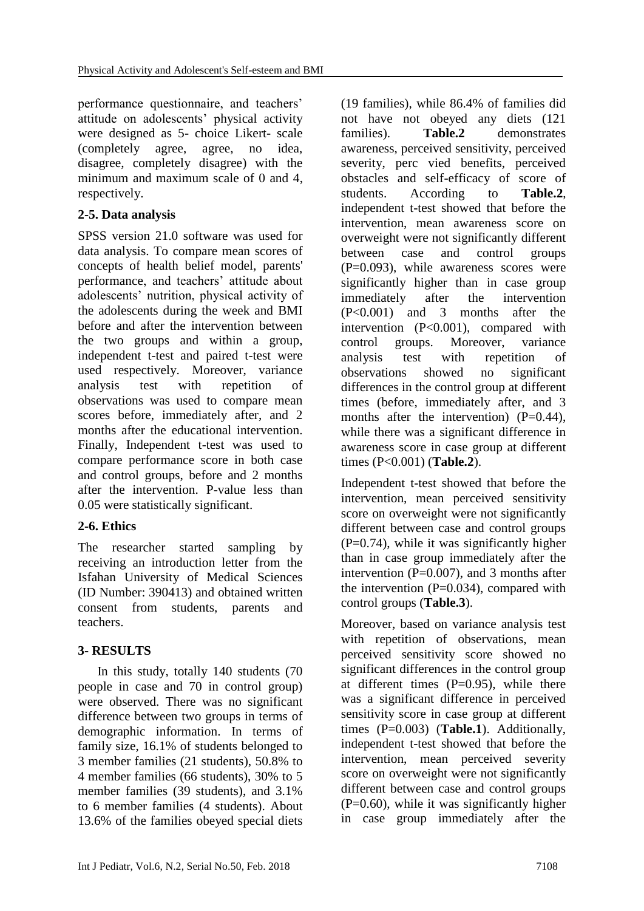performance questionnaire, and teachers' attitude on adolescents' physical activity were designed as 5- choice Likert- scale (completely agree, agree, no idea, disagree, completely disagree) with the minimum and maximum scale of 0 and 4, respectively.

### 2-5. Data analysis

SPSS version 21.0 software was used for data analysis. To compare mean scores of concepts of health belief model, parents' performance, and teachers' attitude about adolescents' nutrition, physical activity of the adolescents during the week and BMI before and after the intervention between the two groups and within a group, independent t-test and paired t-test were used respectively. Moreover, variance analysis test with repetition of observations was used to compare mean scores before, immediately after, and 2 months after the educational intervention. Finally, Independent t-test was used to compare performance score in both case and control groups, before and 2 months after the intervention. P-value less than 0.05 were statistically significant.

### 2-6. Ethics

The researcher started sampling by receiving an introduction letter from the Isfahan University of Medical Sciences (ID Number: 390413) and obtained written consent from students, parents and teachers.

## 3- RESULTS

In this study, totally 140 students (70 people in case and 70 in control group) were observed. There was no significant difference between two groups in terms of demographic information. In terms of family size, 16.1% of students belonged to 3 member families (21 students), 50.8% to 4 member families (66 students), 30% to 5 member families (39 students), and 3.1% to 6 member families (4 students). About 13.6% of the families obeyed special diets (19 families), while 86.4% of families did not have not obeyed any diets (121 families). **Table.2** demonstrates awareness, perceived sensitivity, perceived severity, perc vied benefits, perceived obstacles and self-efficacy of score of students. According to **Table.2**, independent t-test showed that before the intervention, mean awareness score on overweight were not significantly different between case and control groups (P=0.093), while awareness scores were significantly higher than in case group immediately after the intervention (P<0.001) and 3 months after the intervention (P<0.001), compared with control groups. Moreover, variance analysis test with repetition of observations showed no significant differences in the control group at different times (before, immediately after, and 3 months after the intervention) (P=0.44), while there was a significant difference in awareness score in case group at different times (P<0.001) (**Table.2**).

Independent t-test showed that before the intervention, mean perceived sensitivity score on overweight were not significantly different between case and control groups (P=0.74), while it was significantly higher than in case group immediately after the intervention (P=0.007), and 3 months after the intervention (P=0.034), compared with control groups (**Table.3**).

Moreover, based on variance analysis test with repetition of observations, mean perceived sensitivity score showed no significant differences in the control group at different times (P=0.95), while there was a significant difference in perceived sensitivity score in case group at different times (P=0.003) (**Table.1**). Additionally, independent t-test showed that before the intervention, mean perceived severity score on overweight were not significantly different between case and control groups (P=0.60), while it was significantly higher in case group immediately after the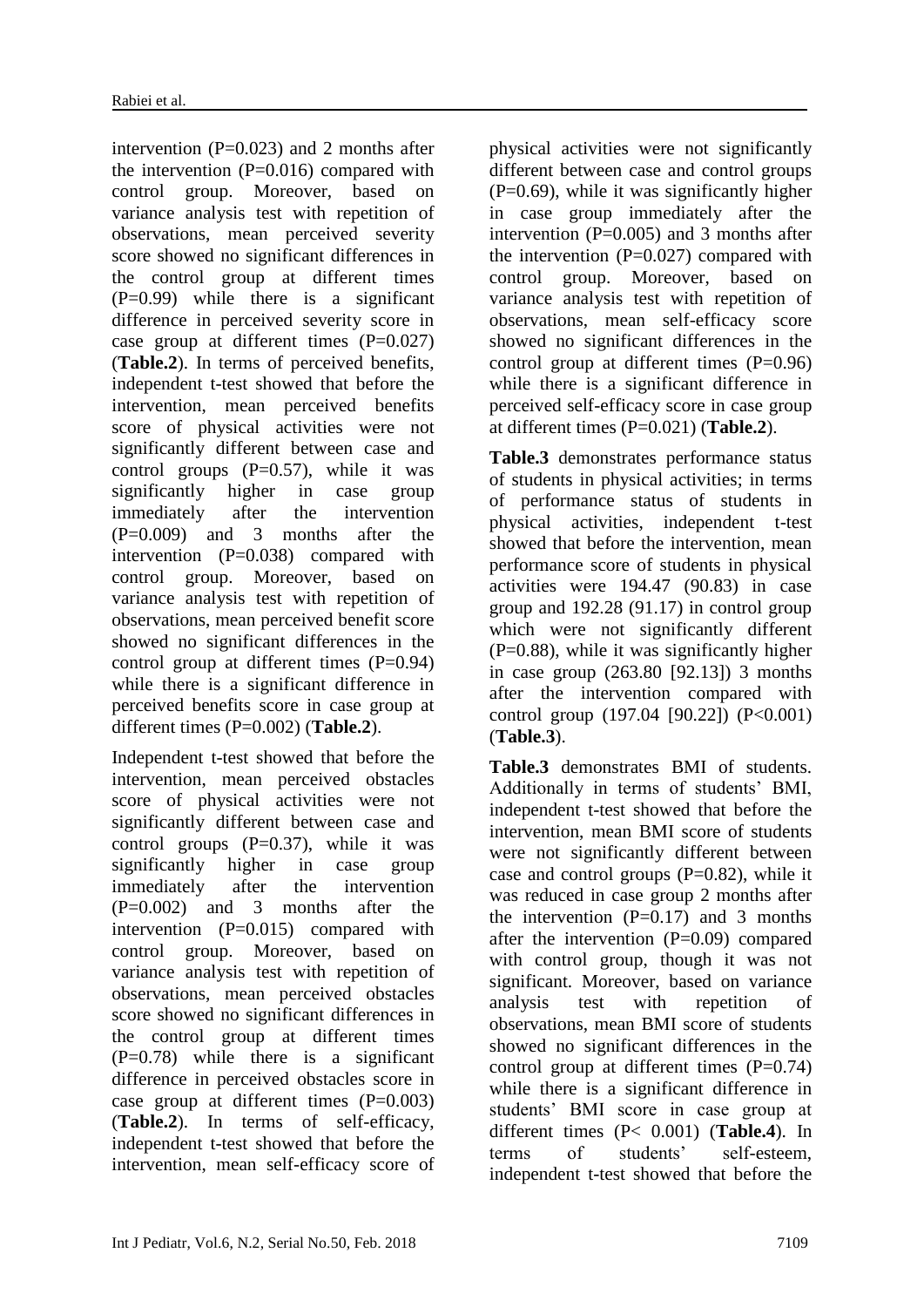intervention (P=0.023) and 2 months after the intervention (P=0.016) compared with control group. Moreover, based on variance analysis test with repetition of observations, mean perceived severity score showed no significant differences in the control group at different times (P=0.99) while there is a significant difference in perceived severity score in case group at different times (P=0.027) (**Table.2**). In terms of perceived benefits, independent t-test showed that before the intervention, mean perceived benefits score of physical activities were not significantly different between case and control groups (P=0.57), while it was significantly higher in case group immediately after the intervention (P=0.009) and 3 months after the intervention (P=0.038) compared with control group. Moreover, based on variance analysis test with repetition of observations, mean perceived benefit score showed no significant differences in the control group at different times (P=0.94) while there is a significant difference in perceived benefits score in case group at different times (P=0.002) (**Table.2**).

Independent t-test showed that before the intervention, mean perceived obstacles score of physical activities were not significantly different between case and control groups (P=0.37), while it was significantly higher in case group immediately after the intervention (P=0.002) and 3 months after the intervention (P=0.015) compared with control group. Moreover, based on variance analysis test with repetition of observations, mean perceived obstacles score showed no significant differences in the control group at different times (P=0.78) while there is a significant difference in perceived obstacles score in case group at different times (P=0.003) (**Table.2**). In terms of self-efficacy, independent t-test showed that before the intervention, mean self-efficacy score of physical activities were not significantly different between case and control groups (P=0.69), while it was significantly higher in case group immediately after the intervention (P=0.005) and 3 months after the intervention (P=0.027) compared with control group. Moreover, based on variance analysis test with repetition of observations, mean self-efficacy score showed no significant differences in the control group at different times (P=0.96) while there is a significant difference in perceived self-efficacy score in case group at different times (P=0.021) (**Table.2**).

**Table.3** demonstrates performance status of students in physical activities; in terms of performance status of students in physical activities, independent t-test showed that before the intervention, mean performance score of students in physical activities were 194.47 (90.83) in case group and 192.28 (91.17) in control group which were not significantly different (P=0.88), while it was significantly higher in case group (263.80 [92.13]) 3 months after the intervention compared with control group (197.04 [90.22]) (P<0.001) (**Table.3**).

**Table.3** demonstrates BMI of students. Additionally in terms of students' BMI, independent t-test showed that before the intervention, mean BMI score of students were not significantly different between case and control groups (P=0.82), while it was reduced in case group 2 months after the intervention (P=0.17) and 3 months after the intervention (P=0.09) compared with control group, though it was not significant. Moreover, based on variance analysis test with repetition of observations, mean BMI score of students showed no significant differences in the control group at different times (P=0.74) while there is a significant difference in students' BMI score in case group at different times (P< 0.001) (**Table.4**). In terms of students' self-esteem, independent t-test showed that before the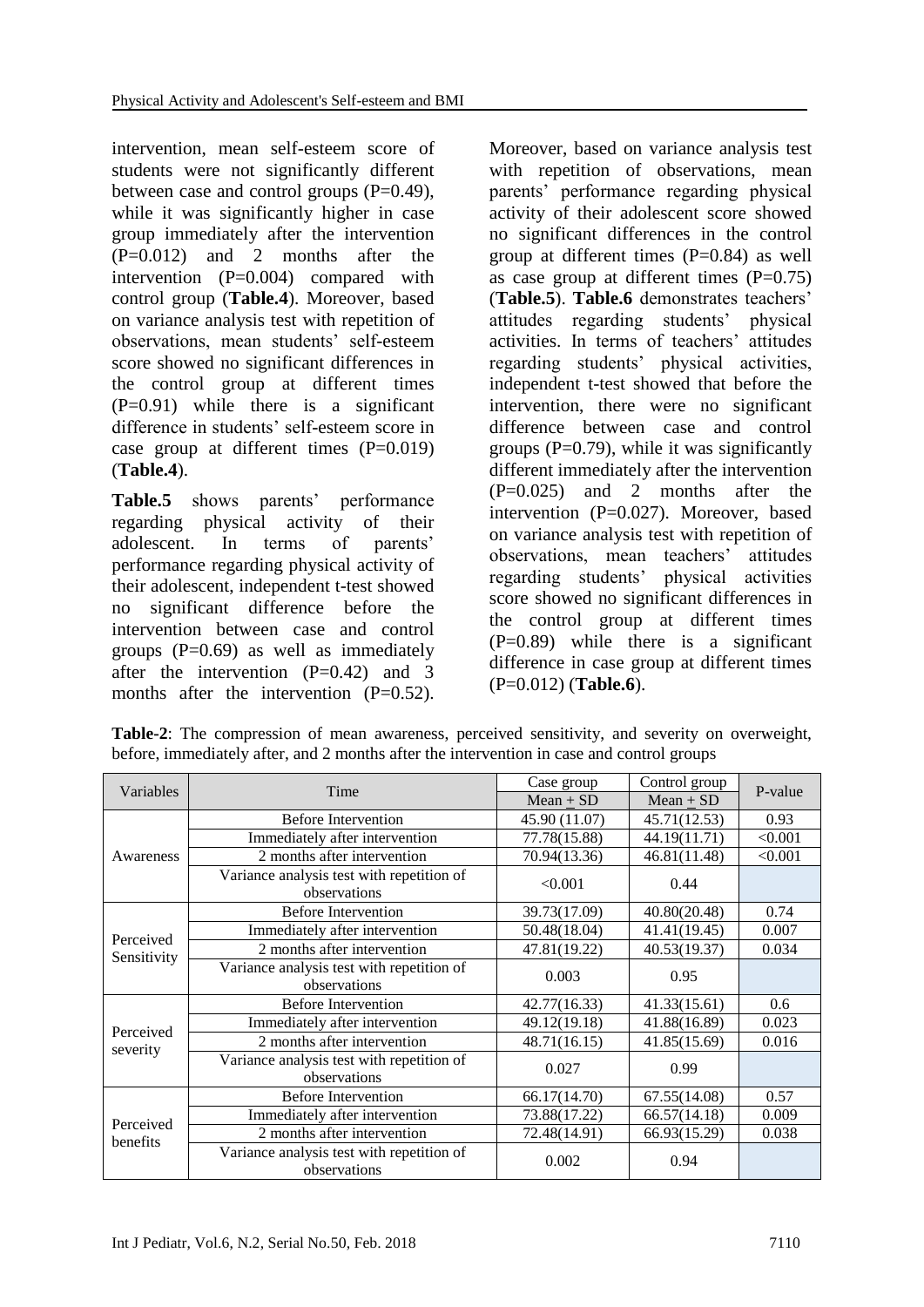intervention, mean self-esteem score of students were not significantly different between case and control groups (P=0.49), while it was significantly higher in case group immediately after the intervention (P=0.012) and 2 months after the intervention (P=0.004) compared with control group (**Table.4**). Moreover, based on variance analysis test with repetition of observations, mean students' self-esteem score showed no significant differences in the control group at different times (P=0.91) while there is a significant difference in students' self-esteem score in case group at different times (P=0.019) (**Table.4**).

**Table.5** shows parents' performance regarding physical activity of their adolescent. In terms of parents' performance regarding physical activity of their adolescent, independent t-test showed no significant difference before the intervention between case and control groups (P=0.69) as well as immediately after the intervention (P=0.42) and 3 months after the intervention (P=0.52). Moreover, based on variance analysis test with repetition of observations, mean parents' performance regarding physical activity of their adolescent score showed no significant differences in the control group at different times (P=0.84) as well as case group at different times (P=0.75) (**Table.5**). **Table.6** demonstrates teachers' attitudes regarding students' physical activities. In terms of teachers' attitudes regarding students' physical activities, independent t-test showed that before the intervention, there were no significant difference between case and control groups (P=0.79), while it was significantly different immediately after the intervention (P=0.025) and 2 months after the intervention (P=0.027). Moreover, based on variance analysis test with repetition of observations, mean teachers' attitudes regarding students' physical activities score showed no significant differences in the control group at different times (P=0.89) while there is a significant difference in case group at different times (P=0.012) (**Table.6**).

**Table-2**: The compression of mean awareness, perceived sensitivity, and severity on overweight, before, immediately after, and 2 months after the intervention in case and control groups

| Variables | Time | Case group Mean ± SD | Control group Mean ± SD | P-value |
|---|---|---|---|---|
| Awareness | Before Intervention | 45.90 (11.07) | 45.71(12.53) | 0.93 |
| | Immediately after intervention | 77.78(15.88) | 44.19(11.71) | <0.001 |
| | 2 months after intervention | 70.94(13.36) | 46.81(11.48) | <0.001 |
| | Variance analysis test with repetition of observations | <0.001 | 0.44 | |
| Perceived Sensitivity | Before Intervention | 39.73(17.09) | 40.80(20.48) | 0.74 |
| | Immediately after intervention | 50.48(18.04) | 41.41(19.45) | 0.007 |
| | 2 months after intervention | 47.81(19.22) | 40.53(19.37) | 0.034 |
| | Variance analysis test with repetition of observations | 0.003 | 0.95 | |
| Perceived severity | Before Intervention | 42.77(16.33) | 41.33(15.61) | 0.6 |
| | Immediately after intervention | 49.12(19.18) | 41.88(16.89) | 0.023 |
| | 2 months after intervention | 48.71(16.15) | 41.85(15.69) | 0.016 |
| | Variance analysis test with repetition of observations | 0.027 | 0.99 | |
| Perceived benefits | Before Intervention | 66.17(14.70) | 67.55(14.08) | 0.57 |
| | Immediately after intervention | 73.88(17.22) | 66.57(14.18) | 0.009 |
| | 2 months after intervention | 72.48(14.91) | 66.93(15.29) | 0.038 |
| | Variance analysis test with repetition of observations | 0.002 | 0.94 | |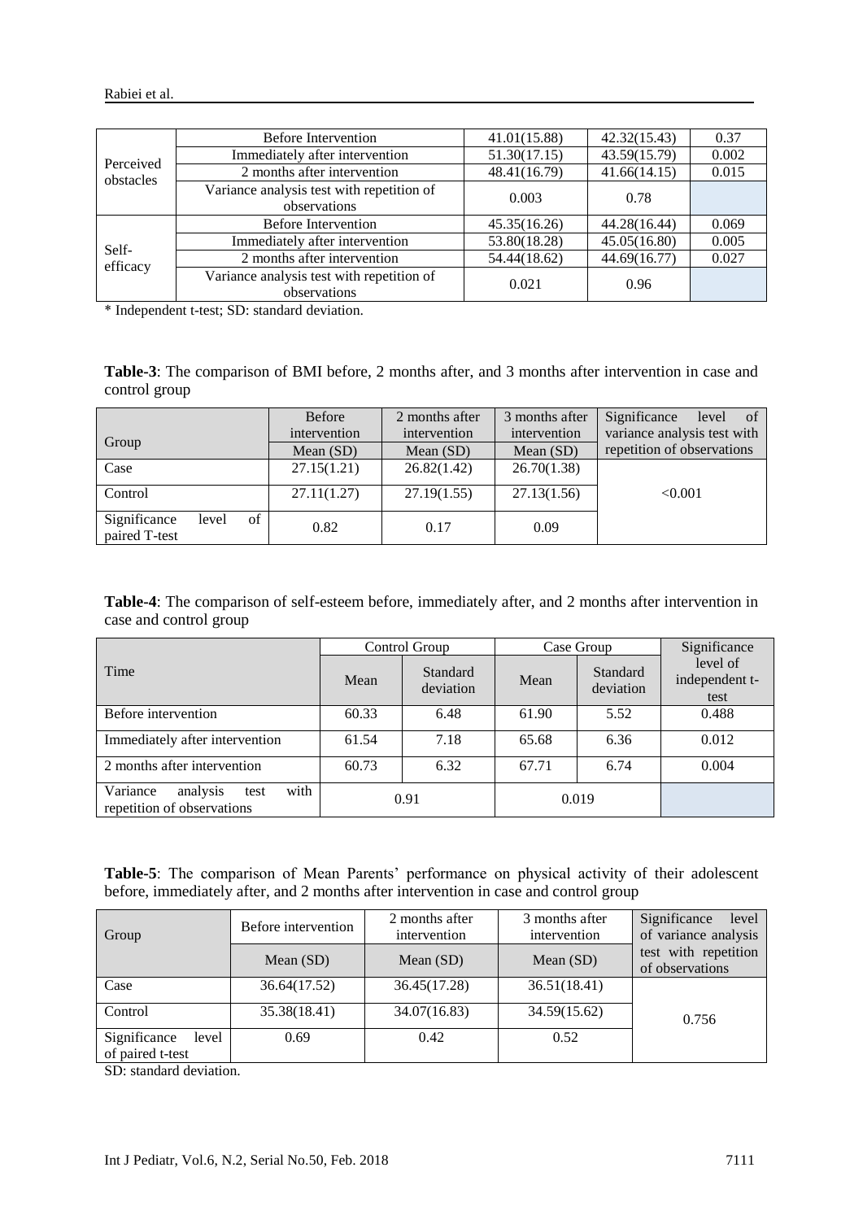| | | | | |
|---|---|---|---|---|
| Perceived obstacles | Before Intervention | 41.01(15.88) | 42.32(15.43) | 0.37 |
| | Immediately after intervention | 51.30(17.15) | 43.59(15.79) | 0.002 |
| | 2 months after intervention | 48.41(16.79) | 41.66(14.15) | 0.015 |
| | Variance analysis test with repetition of observations | 0.003 | 0.78 | |
| Self-efficacy | Before Intervention | 45.35(16.26) | 44.28(16.44) | 0.069 |
| | Immediately after intervention | 53.80(18.28) | 45.05(16.80) | 0.005 |
| | 2 months after intervention | 54.44(18.62) | 44.69(16.77) | 0.027 |
| | Variance analysis test with repetition of observations | 0.021 | 0.96 | |

* Independent t-test; SD: standard deviation.

**Table-3**: The comparison of BMI before, 2 months after, and 3 months after intervention in case and control group

| Group | Before intervention | 2 months after intervention | 3 months after intervention | Significance level of variance analysis test with repetition of observations |
|---|---|---|---|---|
| | Mean (SD) | Mean (SD) | Mean (SD) | |
| Case | 27.15(1.21) | 26.82(1.42) | 26.70(1.38) | <0.001 |
| Control | 27.11(1.27) | 27.19(1.55) | 27.13(1.56) | |
| Significance level of paired T-test | 0.82 | 0.17 | 0.09 | |

**Table-4**: The comparison of self-esteem before, immediately after, and 2 months after intervention in case and control group

| Time | Control Group | | Case Group | | Significance level of independent t-test |
|---|---|---|---|---|---|
| | Mean | Standard deviation | Mean | Standard deviation | |
| Before intervention | 60.33 | 6.48 | 61.90 | 5.52 | 0.488 |
| Immediately after intervention | 61.54 | 7.18 | 65.68 | 6.36 | 0.012 |
| 2 months after intervention | 60.73 | 6.32 | 67.71 | 6.74 | 0.004 |
| Variance analysis test with repetition of observations | 0.91 | | 0.019 | | |

**Table-5**: The comparison of Mean Parents' performance on physical activity of their adolescent before, immediately after, and 2 months after intervention in case and control group

| Group | Before intervention | 2 months after intervention | 3 months after intervention | Significance level of variance analysis test with repetition of observations |
|---|---|---|---|---|
| | Mean (SD) | Mean (SD) | Mean (SD) | |
| Case | 36.64(17.52) | 36.45(17.28) | 36.51(18.41) | 0.756 |
| Control | 35.38(18.41) | 34.07(16.83) | 34.59(15.62) | |
| Significance level of paired t-test | 0.69 | 0.42 | 0.52 | |

SD: standard deviation.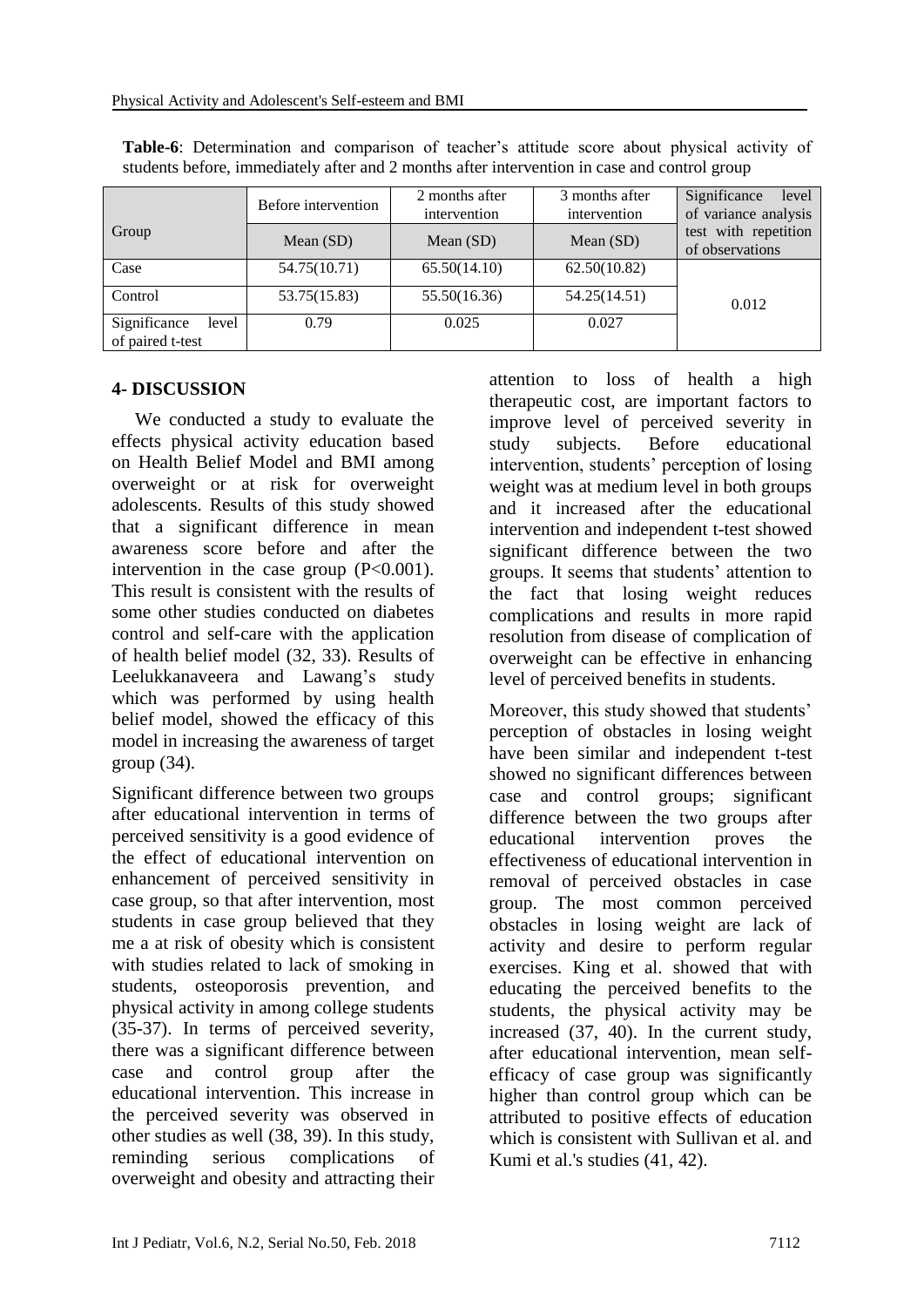**Table-6**: Determination and comparison of teacher's attitude score about physical activity of students before, immediately after and 2 months after intervention in case and control group

| Group | Before intervention | 2 months after intervention | 3 months after intervention | Significance level of variance analysis test with repetition of observations |
|---|---|---|---|---|
| | Mean (SD) | Mean (SD) | Mean (SD) | |
| Case | 54.75(10.71) | 65.50(14.10) | 62.50(10.82) | 0.012 |
| Control | 53.75(15.83) | 55.50(16.36) | 54.25(14.51) | |
| Significance level of paired t-test | 0.79 | 0.025 | 0.027 | |

## 4- DISCUSSION

We conducted a study to evaluate the effects physical activity education based on Health Belief Model and BMI among overweight or at risk for overweight adolescents. Results of this study showed that a significant difference in mean awareness score before and after the intervention in the case group (P<0.001). This result is consistent with the results of some other studies conducted on diabetes control and self-care with the application of health belief model (32, 33). Results of Leelukkanaveera and Lawang's study which was performed by using health belief model, showed the efficacy of this model in increasing the awareness of target group (34).

Significant difference between two groups after educational intervention in terms of perceived sensitivity is a good evidence of the effect of educational intervention on enhancement of perceived sensitivity in case group, so that after intervention, most students in case group believed that they me a at risk of obesity which is consistent with studies related to lack of smoking in students, osteoporosis prevention, and physical activity in among college students (35-37). In terms of perceived severity, there was a significant difference between case and control group after the educational intervention. This increase in the perceived severity was observed in other studies as well (38, 39). In this study, reminding serious complications of overweight and obesity and attracting their attention to loss of health a high therapeutic cost, are important factors to improve level of perceived severity in study subjects. Before educational intervention, students' perception of losing weight was at medium level in both groups and it increased after the educational intervention and independent t-test showed significant difference between the two groups. It seems that students' attention to the fact that losing weight reduces complications and results in more rapid resolution from disease of complication of overweight can be effective in enhancing level of perceived benefits in students.

Moreover, this study showed that students' perception of obstacles in losing weight have been similar and independent t-test showed no significant differences between case and control groups; significant difference between the two groups after educational intervention proves the effectiveness of educational intervention in removal of perceived obstacles in case group. The most common perceived obstacles in losing weight are lack of activity and desire to perform regular exercises. King et al. showed that with educating the perceived benefits to the students, the physical activity may be increased (37, 40). In the current study, after educational intervention, mean self-efficacy of case group was significantly higher than control group which can be attributed to positive effects of education which is consistent with Sullivan et al. and Kumi et al.'s studies (41, 42).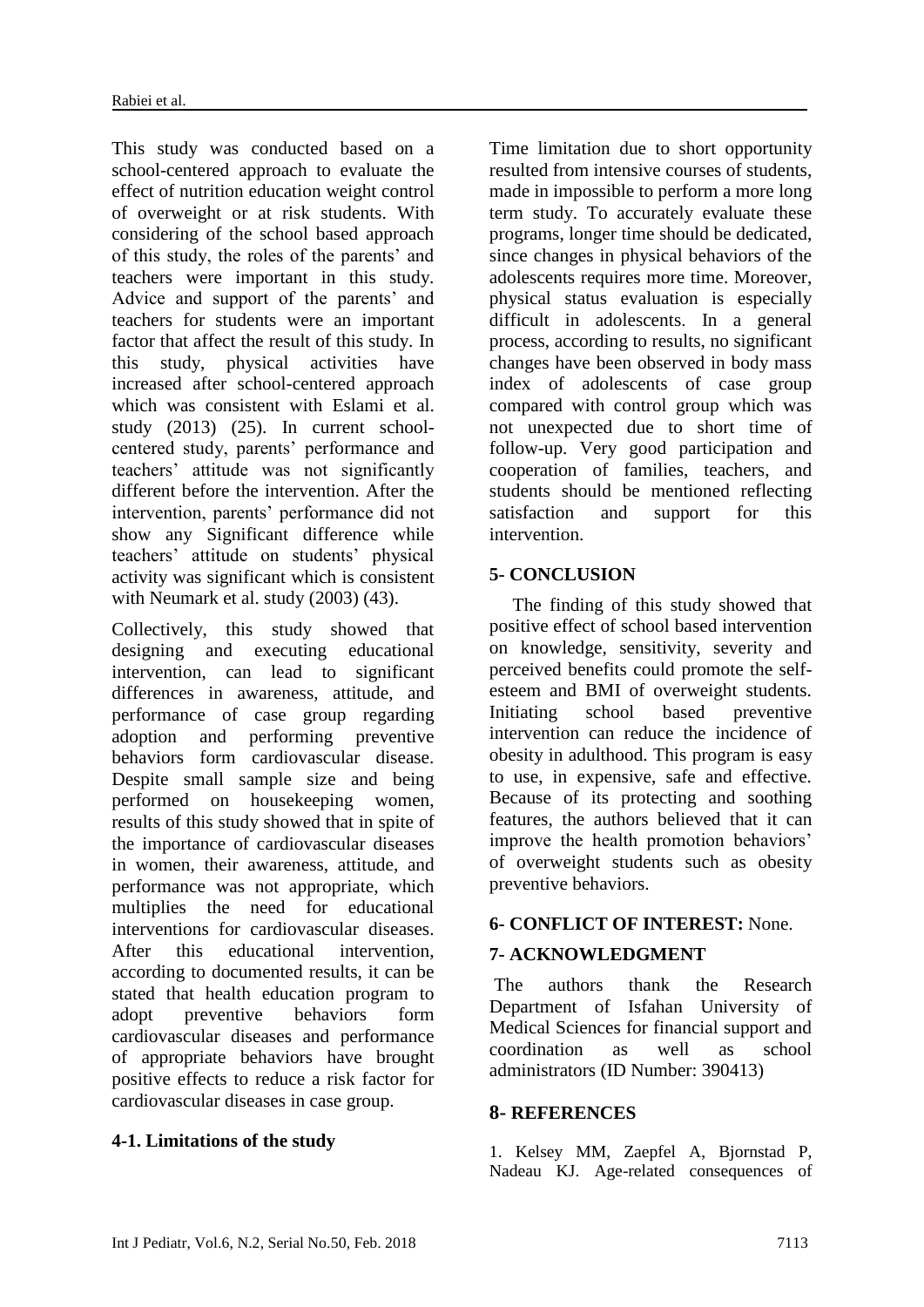This study was conducted based on a school-centered approach to evaluate the effect of nutrition education weight control of overweight or at risk students. With considering of the school based approach of this study, the roles of the parents' and teachers were important in this study. Advice and support of the parents' and teachers for students were an important factor that affect the result of this study. In this study, physical activities have increased after school-centered approach which was consistent with Eslami et al. study (2013) (25). In current school-centered study, parents' performance and teachers' attitude was not significantly different before the intervention. After the intervention, parents' performance did not show any Significant difference while teachers' attitude on students' physical activity was significant which is consistent with Neumark et al. study (2003) (43).

Collectively, this study showed that designing and executing educational intervention, can lead to significant differences in awareness, attitude, and performance of case group regarding adoption and performing preventive behaviors form cardiovascular disease. Despite small sample size and being performed on housekeeping women, results of this study showed that in spite of the importance of cardiovascular diseases in women, their awareness, attitude, and performance was not appropriate, which multiplies the need for educational interventions for cardiovascular diseases. After this educational intervention, according to documented results, it can be stated that health education program to adopt preventive behaviors form cardiovascular diseases and performance of appropriate behaviors have brought positive effects to reduce a risk factor for cardiovascular diseases in case group.

### 4-1. Limitations of the study

Time limitation due to short opportunity resulted from intensive courses of students, made in impossible to perform a more long term study. To accurately evaluate these programs, longer time should be dedicated, since changes in physical behaviors of the adolescents requires more time. Moreover, physical status evaluation is especially difficult in adolescents. In a general process, according to results, no significant changes have been observed in body mass index of adolescents of case group compared with control group which was not unexpected due to short time of follow-up. Very good participation and cooperation of families, teachers, and students should be mentioned reflecting satisfaction and support for this intervention.

## 5- CONCLUSION

The finding of this study showed that positive effect of school based intervention on knowledge, sensitivity, severity and perceived benefits could promote the self-esteem and BMI of overweight students. Initiating school based preventive intervention can reduce the incidence of obesity in adulthood. This program is easy to use, in expensive, safe and effective. Because of its protecting and soothing features, the authors believed that it can improve the health promotion behaviors' of overweight students such as obesity preventive behaviors.

## 6- CONFLICT OF INTEREST: None.

## 7- ACKNOWLEDGMENT

The authors thank the Research Department of Isfahan University of Medical Sciences for financial support and coordination as well as school administrators (ID Number: 390413)

## 8- REFERENCES

1. Kelsey MM, Zaepfel A, Bjornstad P, Nadeau KJ. Age-related consequences of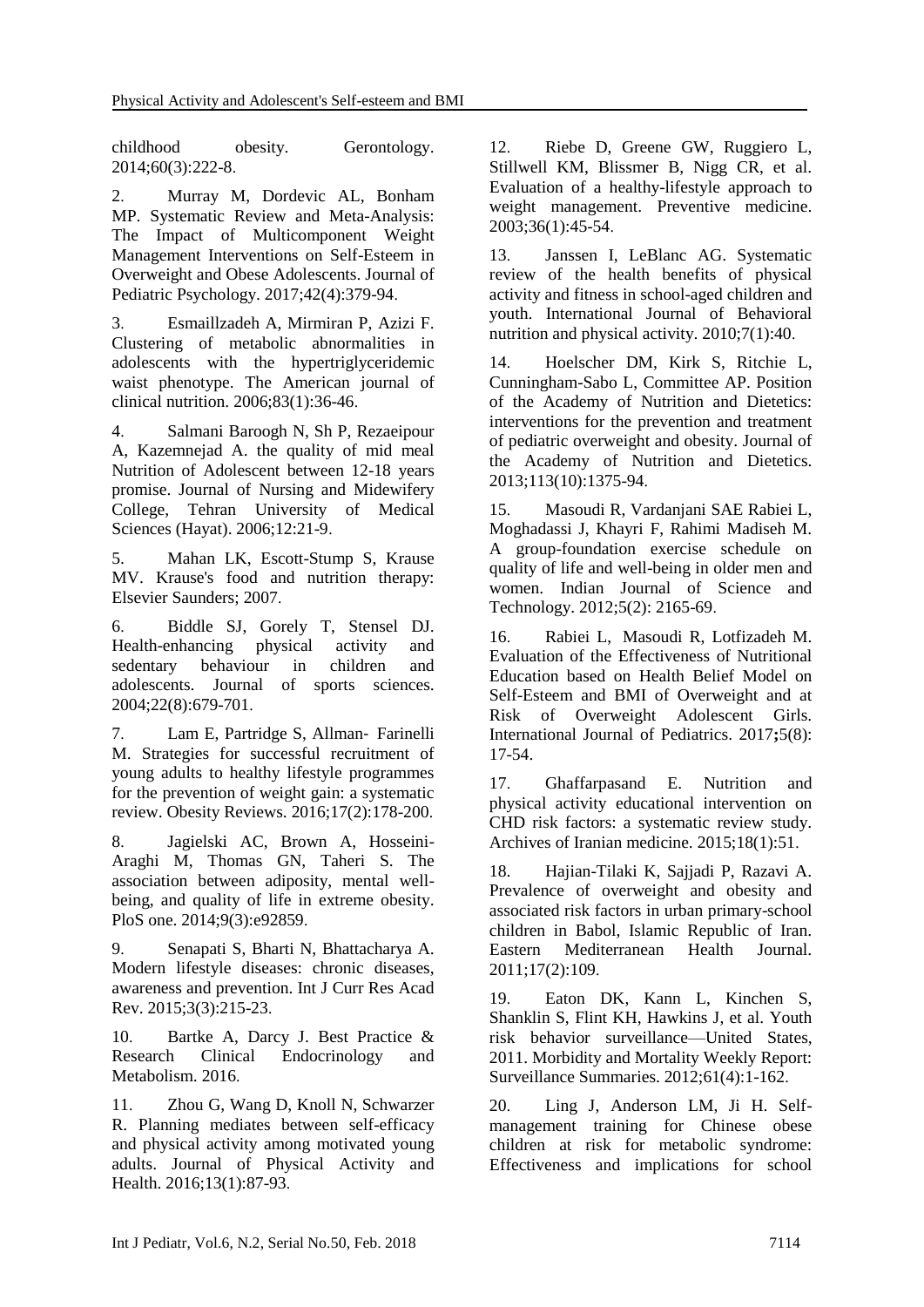childhood obesity. Gerontology. 2014;60(3):222-8.

2. Murray M, Dordevic AL, Bonham MP. Systematic Review and Meta-Analysis: The Impact of Multicomponent Weight Management Interventions on Self-Esteem in Overweight and Obese Adolescents. Journal of Pediatric Psychology. 2017;42(4):379-94.

3. Esmaillzadeh A, Mirmiran P, Azizi F. Clustering of metabolic abnormalities in adolescents with the hypertriglyceridemic waist phenotype. The American journal of clinical nutrition. 2006;83(1):36-46.

4. Salmani Baroogh N, Sh P, Rezaeipour A, Kazemnejad A. the quality of mid meal Nutrition of Adolescent between 12-18 years promise. Journal of Nursing and Midewifery College, Tehran University of Medical Sciences (Hayat). 2006;12:21-9.

5. Mahan LK, Escott-Stump S, Krause MV. Krause's food and nutrition therapy: Elsevier Saunders; 2007.

6. Biddle SJ, Gorely T, Stensel DJ. Health-enhancing physical activity and sedentary behaviour in children and adolescents. Journal of sports sciences. 2004;22(8):679-701.

7. Lam E, Partridge S, Allman- Farinelli M. Strategies for successful recruitment of young adults to healthy lifestyle programmes for the prevention of weight gain: a systematic review. Obesity Reviews. 2016;17(2):178-200.

8. Jagielski AC, Brown A, Hosseini-Araghi M, Thomas GN, Taheri S. The association between adiposity, mental well-being, and quality of life in extreme obesity. PloS one. 2014;9(3):e92859.

9. Senapati S, Bharti N, Bhattacharya A. Modern lifestyle diseases: chronic diseases, awareness and prevention. Int J Curr Res Acad Rev. 2015;3(3):215-23.

10. Bartke A, Darcy J. Best Practice & Research Clinical Endocrinology and Metabolism. 2016.

11. Zhou G, Wang D, Knoll N, Schwarzer R. Planning mediates between self-efficacy and physical activity among motivated young adults. Journal of Physical Activity and Health. 2016;13(1):87-93.

12. Riebe D, Greene GW, Ruggiero L, Stillwell KM, Blissmer B, Nigg CR, et al. Evaluation of a healthy-lifestyle approach to weight management. Preventive medicine. 2003;36(1):45-54.

13. Janssen I, LeBlanc AG. Systematic review of the health benefits of physical activity and fitness in school-aged children and youth. International Journal of Behavioral nutrition and physical activity. 2010;7(1):40.

14. Hoelscher DM, Kirk S, Ritchie L, Cunningham-Sabo L, Committee AP. Position of the Academy of Nutrition and Dietetics: interventions for the prevention and treatment of pediatric overweight and obesity. Journal of the Academy of Nutrition and Dietetics. 2013;113(10):1375-94.

15. Masoudi R, Vardanjani SAE Rabiei L, Moghadassi J, Khayri F, Rahimi Madiseh M. A group-foundation exercise schedule on quality of life and well-being in older men and women. Indian Journal of Science and Technology. 2012;5(2): 2165-69.

16. Rabiei L, Masoudi R, Lotfizadeh M. Evaluation of the Effectiveness of Nutritional Education based on Health Belief Model on Self-Esteem and BMI of Overweight and at Risk of Overweight Adolescent Girls. International Journal of Pediatrics. 2017;5(8): 17-54.

17. Ghaffarpasand E. Nutrition and physical activity educational intervention on CHD risk factors: a systematic review study. Archives of Iranian medicine. 2015;18(1):51.

18. Hajian-Tilaki K, Sajjadi P, Razavi A. Prevalence of overweight and obesity and associated risk factors in urban primary-school children in Babol, Islamic Republic of Iran. Eastern Mediterranean Health Journal. 2011;17(2):109.

19. Eaton DK, Kann L, Kinchen S, Shanklin S, Flint KH, Hawkins J, et al. Youth risk behavior surveillance—United States, 2011. Morbidity and Mortality Weekly Report: Surveillance Summaries. 2012;61(4):1-162.

20. Ling J, Anderson LM, Ji H. Self-management training for Chinese obese children at risk for metabolic syndrome: Effectiveness and implications for school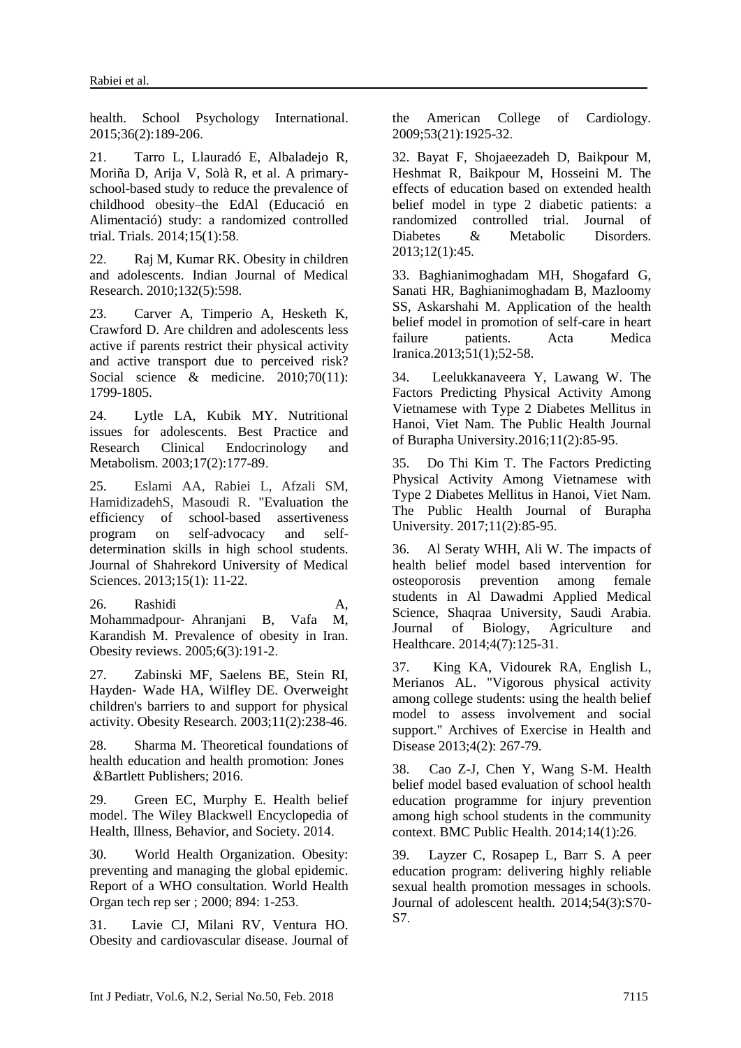health. School Psychology International. 2015;36(2):189-206.

21. Tarro L, Llauradó E, Albaladejo R, Moriña D, Arija V, Solà R, et al. A primary-school-based study to reduce the prevalence of childhood obesity–the EdAl (Educació en Alimentació) study: a randomized controlled trial. Trials. 2014;15(1):58.

22. Raj M, Kumar RK. Obesity in children and adolescents. Indian Journal of Medical Research. 2010;132(5):598.

23. Carver A, Timperio A, Hesketh K, Crawford D. Are children and adolescents less active if parents restrict their physical activity and active transport due to perceived risk? Social science & medicine. 2010;70(11): 1799-1805.

24. Lytle LA, Kubik MY. Nutritional issues for adolescents. Best Practice and Research Clinical Endocrinology and Metabolism. 2003;17(2):177-89.

25. Eslami AA, Rabiei L, Afzali SM, HamidizadehS, Masoudi R. "Evaluation the efficiency of school-based assertiveness program on self-advocacy and self-determination skills in high school students. Journal of Shahrekord University of Medical Sciences. 2013;15(1): 11-22.

26. Rashidi A, Mohammadpour‐ Ahranjani B, Vafa M, Karandish M. Prevalence of obesity in Iran. Obesity reviews. 2005;6(3):191-2.

27. Zabinski MF, Saelens BE, Stein RI, Hayden‐ Wade HA, Wilfley DE. Overweight children's barriers to and support for physical activity. Obesity Research. 2003;11(2):238-46.

28. Sharma M. Theoretical foundations of health education and health promotion: Jones &Bartlett Publishers; 2016.

29. Green EC, Murphy E. Health belief model. The Wiley Blackwell Encyclopedia of Health, Illness, Behavior, and Society. 2014.

30. World Health Organization. Obesity: preventing and managing the global epidemic. Report of a WHO consultation. World Health Organ tech rep ser ; 2000; 894: 1-253.

31. Lavie CJ, Milani RV, Ventura HO. Obesity and cardiovascular disease. Journal of the American College of Cardiology. 2009;53(21):1925-32.

32. Bayat F, Shojaeezadeh D, Baikpour M, Heshmat R, Baikpour M, Hosseini M. The effects of education based on extended health belief model in type 2 diabetic patients: a randomized controlled trial. Journal of Diabetes & Metabolic Disorders. 2013;12(1):45.

33. Baghianimoghadam MH, Shogafard G, Sanati HR, Baghianimoghadam B, Mazloomy SS, Askarshahi M. Application of the health belief model in promotion of self-care in heart failure patients. Acta Medica Iranica.2013;51(1);52-58.

34. Leelukkanaveera Y, Lawang W. The Factors Predicting Physical Activity Among Vietnamese with Type 2 Diabetes Mellitus in Hanoi, Viet Nam. The Public Health Journal of Burapha University.2016;11(2):85-95.

35. Do Thi Kim T. The Factors Predicting Physical Activity Among Vietnamese with Type 2 Diabetes Mellitus in Hanoi, Viet Nam. The Public Health Journal of Burapha University. 2017;11(2):85-95.

36. Al Seraty WHH, Ali W. The impacts of health belief model based intervention for osteoporosis prevention among female students in Al Dawadmi Applied Medical Science, Shaqraa University, Saudi Arabia. Journal of Biology, Agriculture and Healthcare. 2014;4(7):125-31.

37. King KA, Vidourek RA, English L, Merianos AL. "Vigorous physical activity among college students: using the health belief model to assess involvement and social support." Archives of Exercise in Health and Disease 2013;4(2): 267-79.

38. Cao Z-J, Chen Y, Wang S-M. Health belief model based evaluation of school health education programme for injury prevention among high school students in the community context. BMC Public Health. 2014;14(1):26.

39. Layzer C, Rosapep L, Barr S. A peer education program: delivering highly reliable sexual health promotion messages in schools. Journal of adolescent health. 2014;54(3):S70-S7.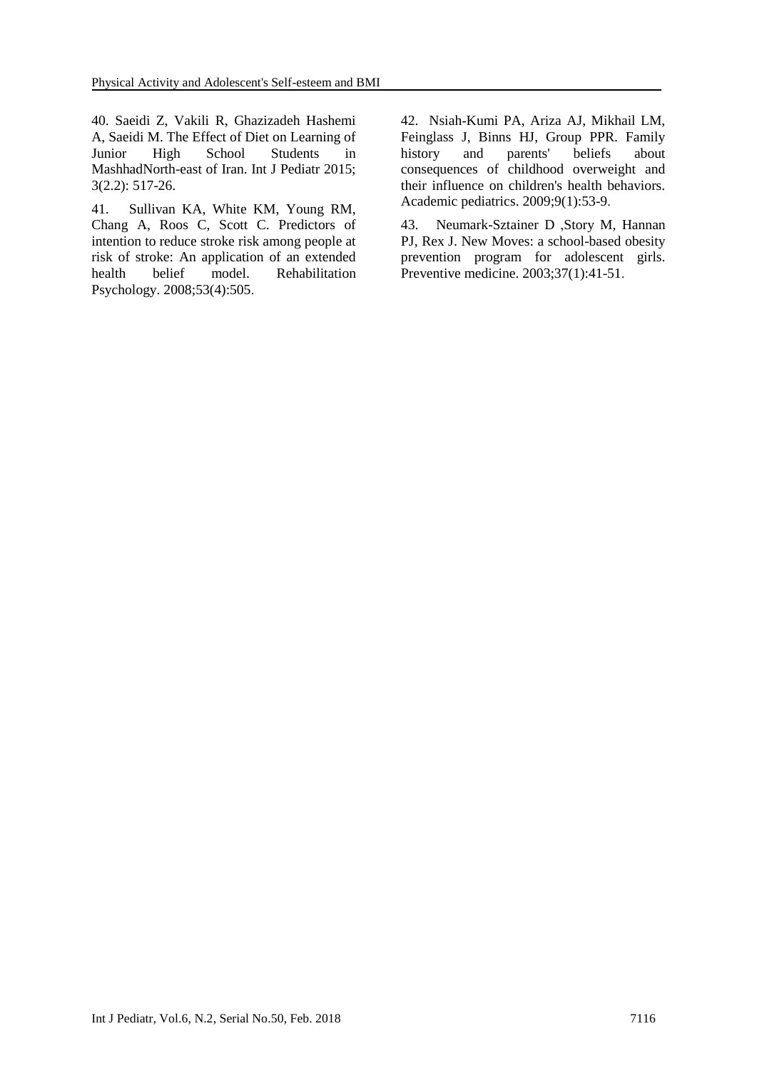40. Saeidi Z, Vakili R, Ghazizadeh Hashemi A, Saeidi M. The Effect of Diet on Learning of Junior High School Students in MashhadNorth-east of Iran. Int J Pediatr 2015; 3(2.2): 517-26.

41. Sullivan KA, White KM, Young RM, Chang A, Roos C, Scott C. Predictors of intention to reduce stroke risk among people at risk of stroke: An application of an extended health belief model. Rehabilitation Psychology. 2008;53(4):505.

42. Nsiah-Kumi PA, Ariza AJ, Mikhail LM, Feinglass J, Binns HJ, Group PPR. Family history and parents' beliefs about consequences of childhood overweight and their influence on children's health behaviors. Academic pediatrics. 2009;9(1):53-9.

43. Neumark-Sztainer D ,Story M, Hannan PJ, Rex J. New Moves: a school-based obesity prevention program for adolescent girls. Preventive medicine. 2003;37(1):41-51.